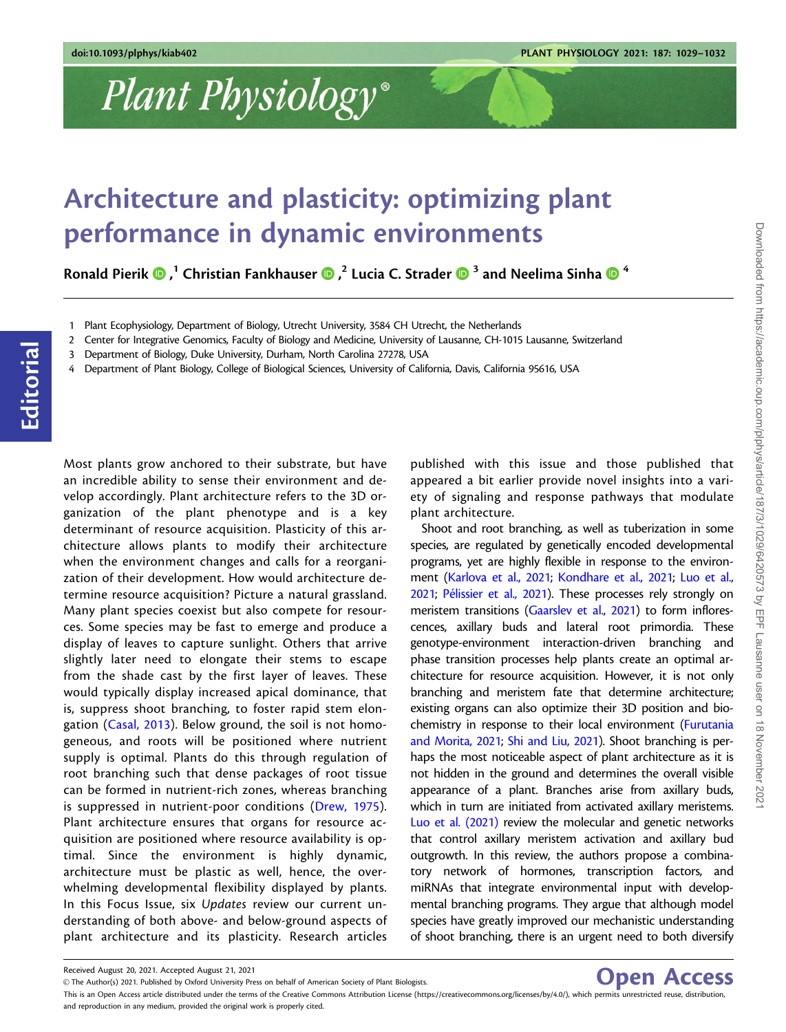# Architecture and plasticity: optimizing plant performance in dynamic environments

Ronald Pierik [1], Christian Fankhauser [2], Lucia C. Strader [3] and Neelima Sinha [4]

1 Plant Ecophysiology, Department of Biology, Utrecht University, 3584 CH Utrecht, the Netherlands
2 Center for Integrative Genomics, Faculty of Biology and Medicine, University of Lausanne, CH-1015 Lausanne, Switzerland
3 Department of Biology, Duke University, Durham, North Carolina 27278, USA
4 Department of Plant Biology, College of Biological Sciences, University of California, Davis, California 95616, USA

Editorial

Most plants grow anchored to their substrate, but have an incredible ability to sense their environment and develop accordingly. Plant architecture refers to the 3D organization of the plant phenotype and is a key determinant of resource acquisition. Plasticity of this architecture allows plants to modify their architecture when the environment changes and calls for a reorganization of their development. How would architecture determine resource acquisition? Picture a natural grassland. Many plant species coexist but also compete for resources. Some species may be fast to emerge and produce a display of leaves to capture sunlight. Others that arrive slightly later need to elongate their stems to escape from the shade cast by the first layer of leaves. These would typically display increased apical dominance, that is, suppress shoot branching, to foster rapid stem elongation (Casal, 2013). Below ground, the soil is not homogeneous, and roots will be positioned where nutrient supply is optimal. Plants do this through regulation of root branching such that dense packages of root tissue can be formed in nutrient-rich zones, whereas branching is suppressed in nutrient-poor conditions (Drew, 1975). Plant architecture ensures that organs for resource acquisition are positioned where resource availability is optimal. Since the environment is highly dynamic, architecture must be plastic as well, hence, the overwhelming developmental flexibility displayed by plants. In this Focus Issue, six *Updates* review our current understanding of both above- and below-ground aspects of plant architecture and its plasticity. Research articles published with this issue and those published that appeared a bit earlier provide novel insights into a variety of signaling and response pathways that modulate plant architecture.

Shoot and root branching, as well as tuberization in some species, are regulated by genetically encoded developmental programs, yet are highly flexible in response to the environment (Karlova et al., 2021; Kondhare et al., 2021; Luo et al., 2021; Pélissier et al., 2021). These processes rely strongly on meristem transitions (Gaarslev et al., 2021) to form inflorescences, axillary buds and lateral root primordia. These genotype-environment interaction-driven branching and phase transition processes help plants create an optimal architecture for resource acquisition. However, it is not only branching and meristem fate that determine architecture; existing organs can also optimize their 3D position and biochemistry in response to their local environment (Furutania and Morita, 2021; Shi and Liu, 2021). Shoot branching is perhaps the most noticeable aspect of plant architecture as it is not hidden in the ground and determines the overall visible appearance of a plant. Branches arise from axillary buds, which in turn are initiated from activated axillary meristems. Luo et al. (2021) review the molecular and genetic networks that control axillary meristem activation and axillary bud outgrowth. In this review, the authors propose a combinatory network of hormones, transcription factors, and miRNAs that integrate environmental input with developmental branching programs. They argue that although model species have greatly improved our mechanistic understanding of shoot branching, there is an urgent need to both diversify

Received August 20, 2021. Accepted August 21, 2021
© The Author(s) 2021. Published by Oxford University Press on behalf of American Society of Plant Biologists.
Open Access
This is an Open Access article distributed under the terms of the Creative Commons Attribution License (https://creativecommons.org/licenses/by/4.0/), which permits unrestricted reuse, distribution, and reproduction in any medium, provided the original work is properly cited.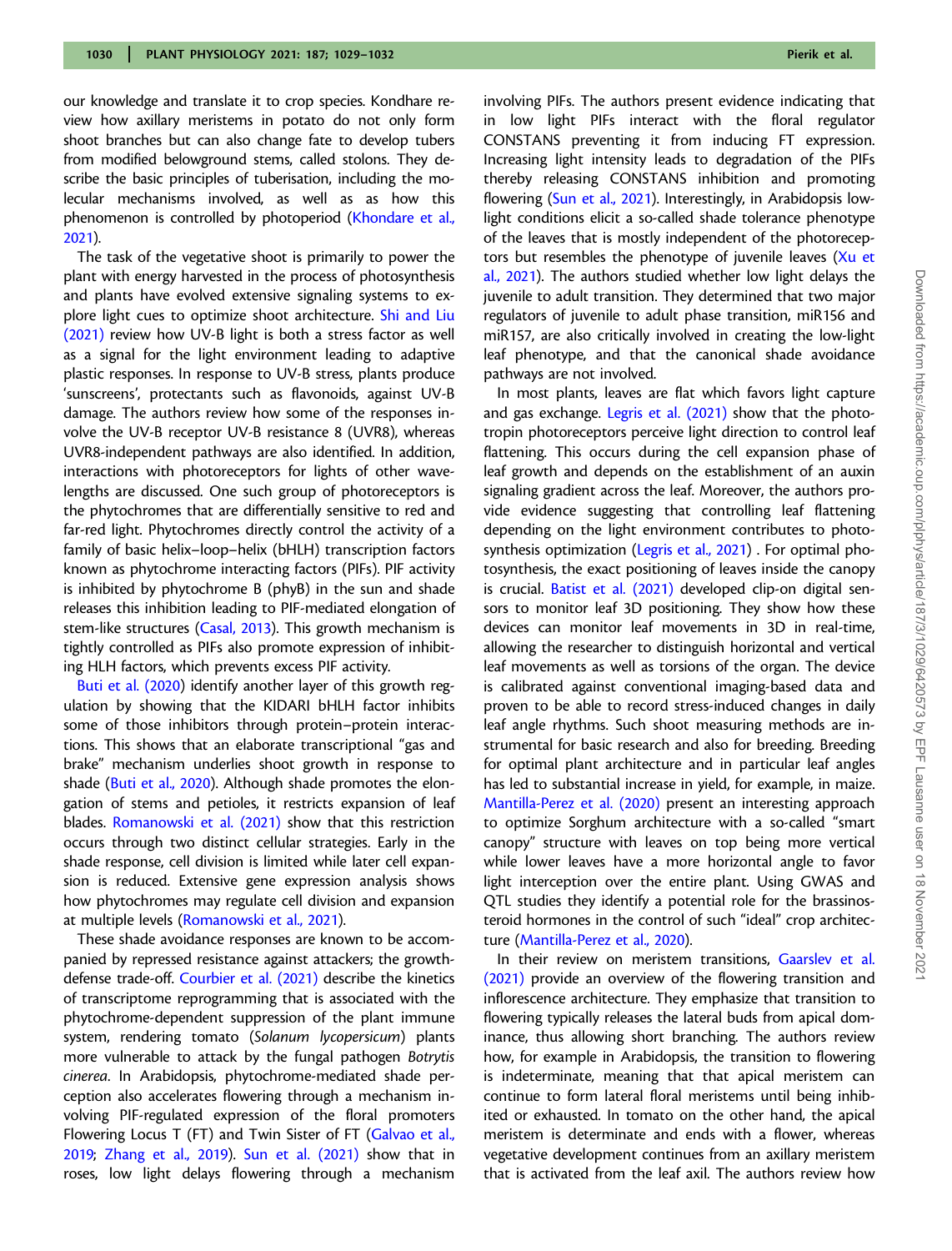our knowledge and translate it to crop species. Kondhare review how axillary meristems in potato do not only form shoot branches but can also change fate to develop tubers from modified belowground stems, called stolons. They describe the basic principles of tuberisation, including the molecular mechanisms involved, as well as as how this phenomenon is controlled by photoperiod (Khondare et al., 2021).

The task of the vegetative shoot is primarily to power the plant with energy harvested in the process of photosynthesis and plants have evolved extensive signaling systems to explore light cues to optimize shoot architecture. Shi and Liu (2021) review how UV-B light is both a stress factor as well as a signal for the light environment leading to adaptive plastic responses. In response to UV-B stress, plants produce 'sunscreens', protectants such as flavonoids, against UV-B damage. The authors review how some of the responses involve the UV-B receptor UV-B resistance 8 (UVR8), whereas UVR8-independent pathways are also identified. In addition, interactions with photoreceptors for lights of other wavelengths are discussed. One such group of photoreceptors is the phytochromes that are differentially sensitive to red and far-red light. Phytochromes directly control the activity of a family of basic helix–loop–helix (bHLH) transcription factors known as phytochrome interacting factors (PIFs). PIF activity is inhibited by phytochrome B (phyB) in the sun and shade releases this inhibition leading to PIF-mediated elongation of stem-like structures (Casal, 2013). This growth mechanism is tightly controlled as PIFs also promote expression of inhibiting HLH factors, which prevents excess PIF activity.

Buti et al. (2020) identify another layer of this growth regulation by showing that the KIDARI bHLH factor inhibits some of those inhibitors through protein–protein interactions. This shows that an elaborate transcriptional "gas and brake" mechanism underlies shoot growth in response to shade (Buti et al., 2020). Although shade promotes the elongation of stems and petioles, it restricts expansion of leaf blades. Romanowski et al. (2021) show that this restriction occurs through two distinct cellular strategies. Early in the shade response, cell division is limited while later cell expansion is reduced. Extensive gene expression analysis shows how phytochromes may regulate cell division and expansion at multiple levels (Romanowski et al., 2021).

These shade avoidance responses are known to be accompanied by repressed resistance against attackers; the growth-defense trade-off. Courbier et al. (2021) describe the kinetics of transcriptome reprogramming that is associated with the phytochrome-dependent suppression of the plant immune system, rendering tomato (*Solanum lycopersicum*) plants more vulnerable to attack by the fungal pathogen *Botrytis cinerea*. In Arabidopsis, phytochrome-mediated shade perception also accelerates flowering through a mechanism involving PIF-regulated expression of the floral promoters Flowering Locus T (FT) and Twin Sister of FT (Galvao et al., 2019; Zhang et al., 2019). Sun et al. (2021) show that in roses, low light delays flowering through a mechanism involving PIFs. The authors present evidence indicating that in low light PIFs interact with the floral regulator CONSTANS preventing it from inducing FT expression. Increasing light intensity leads to degradation of the PIFs thereby releasing CONSTANS inhibition and promoting flowering (Sun et al., 2021). Interestingly, in Arabidopsis low-light conditions elicit a so-called shade tolerance phenotype of the leaves that is mostly independent of the photoreceptors but resembles the phenotype of juvenile leaves (Xu et al., 2021). The authors studied whether low light delays the juvenile to adult transition. They determined that two major regulators of juvenile to adult phase transition, miR156 and miR157, are also critically involved in creating the low-light leaf phenotype, and that the canonical shade avoidance pathways are not involved.

In most plants, leaves are flat which favors light capture and gas exchange. Legris et al. (2021) show that the phototropin photoreceptors perceive light direction to control leaf flattening. This occurs during the cell expansion phase of leaf growth and depends on the establishment of an auxin signaling gradient across the leaf. Moreover, the authors provide evidence suggesting that controlling leaf flattening depending on the light environment contributes to photosynthesis optimization (Legris et al., 2021) . For optimal photosynthesis, the exact positioning of leaves inside the canopy is crucial. Batist et al. (2021) developed clip-on digital sensors to monitor leaf 3D positioning. They show how these devices can monitor leaf movements in 3D in real-time, allowing the researcher to distinguish horizontal and vertical leaf movements as well as torsions of the organ. The device is calibrated against conventional imaging-based data and proven to be able to record stress-induced changes in daily leaf angle rhythms. Such shoot measuring methods are instrumental for basic research and also for breeding. Breeding for optimal plant architecture and in particular leaf angles has led to substantial increase in yield, for example, in maize. Mantilla-Perez et al. (2020) present an interesting approach to optimize Sorghum architecture with a so-called "smart canopy" structure with leaves on top being more vertical while lower leaves have a more horizontal angle to favor light interception over the entire plant. Using GWAS and QTL studies they identify a potential role for the brassinosteroid hormones in the control of such "ideal" crop architecture (Mantilla-Perez et al., 2020).

In their review on meristem transitions, Gaarslev et al. (2021) provide an overview of the flowering transition and inflorescence architecture. They emphasize that transition to flowering typically releases the lateral buds from apical dominance, thus allowing short branching. The authors review how, for example in Arabidopsis, the transition to flowering is indeterminate, meaning that that apical meristem can continue to form lateral floral meristems until being inhibited or exhausted. In tomato on the other hand, the apical meristem is determinate and ends with a flower, whereas vegetative development continues from an axillary meristem that is activated from the leaf axil. The authors review how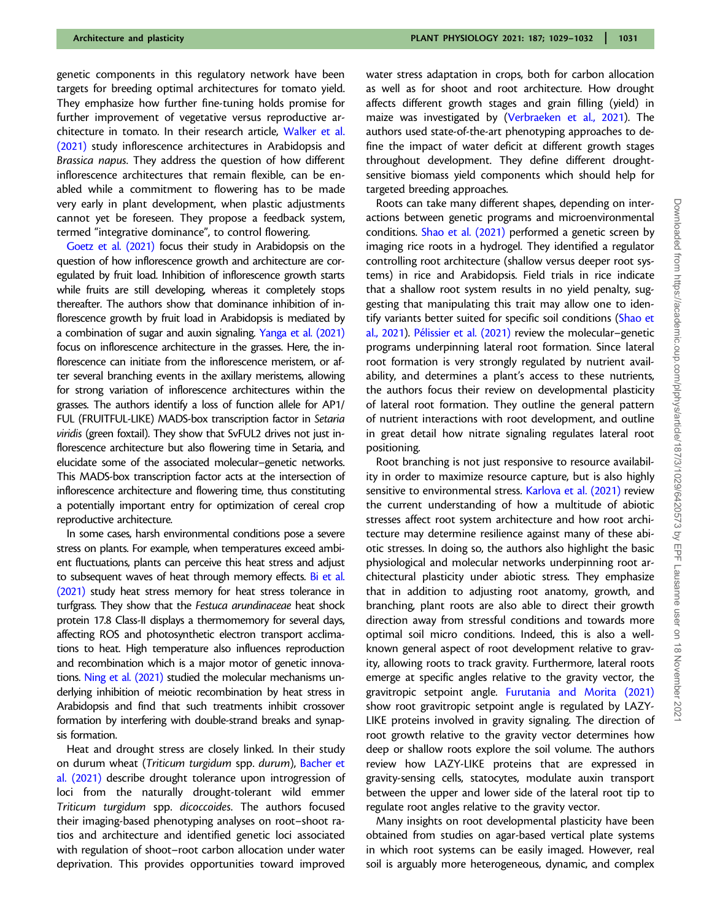genetic components in this regulatory network have been targets for breeding optimal architectures for tomato yield. They emphasize how further fine-tuning holds promise for further improvement of vegetative versus reproductive architecture in tomato. In their research article, Walker et al. (2021) study inflorescence architectures in Arabidopsis and *Brassica napus*. They address the question of how different inflorescence architectures that remain flexible, can be enabled while a commitment to flowering has to be made very early in plant development, when plastic adjustments cannot yet be foreseen. They propose a feedback system, termed "integrative dominance", to control flowering.

Goetz et al. (2021) focus their study in Arabidopsis on the question of how inflorescence growth and architecture are coregulated by fruit load. Inhibition of inflorescence growth starts while fruits are still developing, whereas it completely stops thereafter. The authors show that dominance inhibition of inflorescence growth by fruit load in Arabidopsis is mediated by a combination of sugar and auxin signaling. Yanga et al. (2021) focus on inflorescence architecture in the grasses. Here, the inflorescence can initiate from the inflorescence meristem, or after several branching events in the axillary meristems, allowing for strong variation of inflorescence architectures within the grasses. The authors identify a loss of function allele for AP1/FUL (FRUITFUL-LIKE) MADS-box transcription factor in *Setaria viridis* (green foxtail). They show that SvFUL2 drives not just inflorescence architecture but also flowering time in Setaria, and elucidate some of the associated molecular–genetic networks. This MADS-box transcription factor acts at the intersection of inflorescence architecture and flowering time, thus constituting a potentially important entry for optimization of cereal crop reproductive architecture.

In some cases, harsh environmental conditions pose a severe stress on plants. For example, when temperatures exceed ambient fluctuations, plants can perceive this heat stress and adjust to subsequent waves of heat through memory effects. Bi et al. (2021) study heat stress memory for heat stress tolerance in turfgrass. They show that the *Festuca arundinaceae* heat shock protein 17.8 Class-II displays a thermomemory for several days, affecting ROS and photosynthetic electron transport acclimations to heat. High temperature also influences reproduction and recombination which is a major motor of genetic innovations. Ning et al. (2021) studied the molecular mechanisms underlying inhibition of meiotic recombination by heat stress in Arabidopsis and find that such treatments inhibit crossover formation by interfering with double-strand breaks and synapsis formation.

Heat and drought stress are closely linked. In their study on durum wheat (*Triticum turgidum* spp. *durum*), Bacher et al. (2021) describe drought tolerance upon introgression of loci from the naturally drought-tolerant wild emmer *Triticum turgidum* spp. *dicoccoides*. The authors focused their imaging-based phenotyping analyses on root–shoot ratios and architecture and identified genetic loci associated with regulation of shoot–root carbon allocation under water deprivation. This provides opportunities toward improved water stress adaptation in crops, both for carbon allocation as well as for shoot and root architecture. How drought affects different growth stages and grain filling (yield) in maize was investigated by (Verbraeken et al., 2021). The authors used state-of-the-art phenotyping approaches to define the impact of water deficit at different growth stages throughout development. They define different drought-sensitive biomass yield components which should help for targeted breeding approaches.

Roots can take many different shapes, depending on interactions between genetic programs and microenvironmental conditions. Shao et al. (2021) performed a genetic screen by imaging rice roots in a hydrogel. They identified a regulator controlling root architecture (shallow versus deeper root systems) in rice and Arabidopsis. Field trials in rice indicate that a shallow root system results in no yield penalty, suggesting that manipulating this trait may allow one to identify variants better suited for specific soil conditions (Shao et al., 2021). Pélissier et al. (2021) review the molecular–genetic programs underpinning lateral root formation. Since lateral root formation is very strongly regulated by nutrient availability, and determines a plant's access to these nutrients, the authors focus their review on developmental plasticity of lateral root formation. They outline the general pattern of nutrient interactions with root development, and outline in great detail how nitrate signaling regulates lateral root positioning.

Root branching is not just responsive to resource availability in order to maximize resource capture, but is also highly sensitive to environmental stress. Karlova et al. (2021) review the current understanding of how a multitude of abiotic stresses affect root system architecture and how root architecture may determine resilience against many of these abiotic stresses. In doing so, the authors also highlight the basic physiological and molecular networks underpinning root architectural plasticity under abiotic stress. They emphasize that in addition to adjusting root anatomy, growth, and branching, plant roots are also able to direct their growth direction away from stressful conditions and towards more optimal soil micro conditions. Indeed, this is also a well-known general aspect of root development relative to gravity, allowing roots to track gravity. Furthermore, lateral roots emerge at specific angles relative to the gravity vector, the gravitropic setpoint angle. Furutania and Morita (2021) show root gravitropic setpoint angle is regulated by LAZY-LIKE proteins involved in gravity signaling. The direction of root growth relative to the gravity vector determines how deep or shallow roots explore the soil volume. The authors review how LAZY-LIKE proteins that are expressed in gravity-sensing cells, statocytes, modulate auxin transport between the upper and lower side of the lateral root tip to regulate root angles relative to the gravity vector.

Many insights on root developmental plasticity have been obtained from studies on agar-based vertical plate systems in which root systems can be easily imaged. However, real soil is arguably more heterogeneous, dynamic, and complex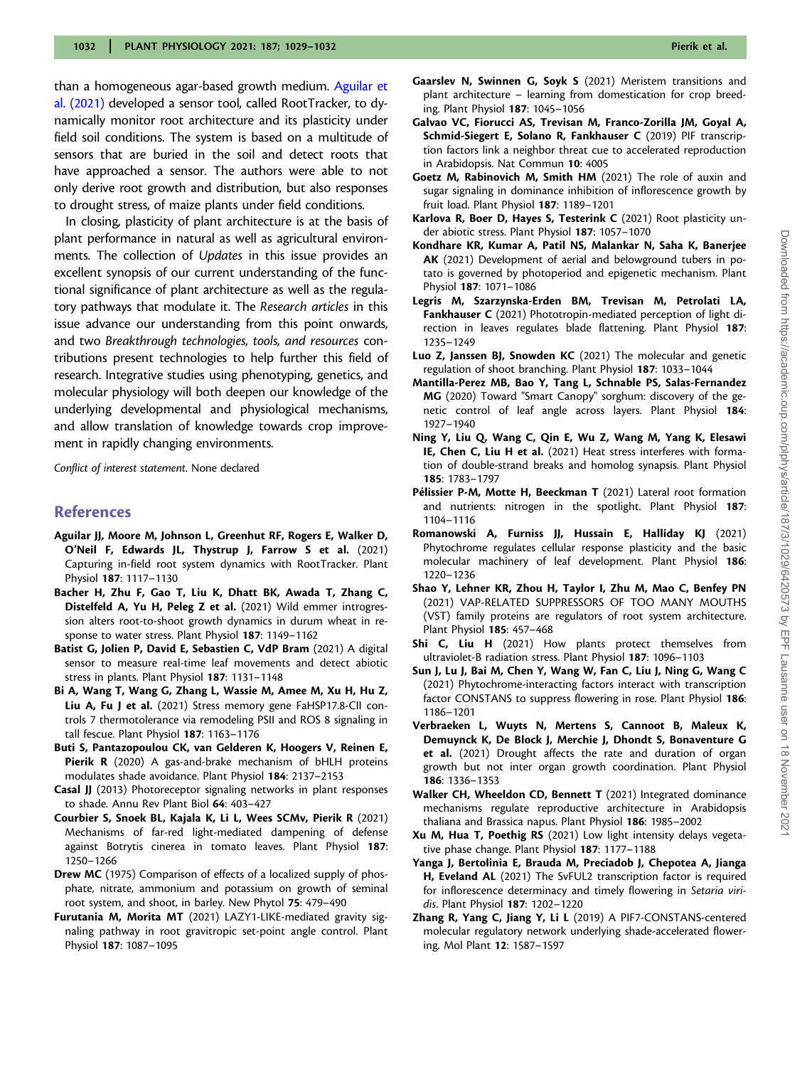than a homogeneous agar-based growth medium. Aguilar et al. (2021) developed a sensor tool, called RootTracker, to dynamically monitor root architecture and its plasticity under field soil conditions. The system is based on a multitude of sensors that are buried in the soil and detect roots that have approached a sensor. The authors were able to not only derive root growth and distribution, but also responses to drought stress, of maize plants under field conditions.

In closing, plasticity of plant architecture is at the basis of plant performance in natural as well as agricultural environments. The collection of *Updates* in this issue provides an excellent synopsis of our current understanding of the functional significance of plant architecture as well as the regulatory pathways that modulate it. The *Research articles* in this issue advance our understanding from this point onwards, and two *Breakthrough technologies, tools, and resources* contributions present technologies to help further this field of research. Integrative studies using phenotyping, genetics, and molecular physiology will both deepen our knowledge of the underlying developmental and physiological mechanisms, and allow translation of knowledge towards crop improvement in rapidly changing environments.

*Conflict of interest statement*. None declared

## References

**Aguilar JJ, Moore M, Johnson L, Greenhut RF, Rogers E, Walker D, O'Neil F, Edwards JL, Thystrup J, Farrow S et al.** (2021) Capturing in-field root system dynamics with RootTracker. Plant Physiol **187**: 1117–1130

**Bacher H, Zhu F, Gao T, Liu K, Dhatt BK, Awada T, Zhang C, Distelfeld A, Yu H, Peleg Z et al.** (2021) Wild emmer introgression alters root-to-shoot growth dynamics in durum wheat in response to water stress. Plant Physiol **187**: 1149–1162

**Batist G, Jolien P, David E, Sebastien C, VdP Bram** (2021) A digital sensor to measure real-time leaf movements and detect abiotic stress in plants. Plant Physiol **187**: 1131–1148

**Bi A, Wang T, Wang G, Zhang L, Wassie M, Amee M, Xu H, Hu Z, Liu A, Fu J et al.** (2021) Stress memory gene FaHSP17.8-CII controls 7 thermotolerance via remodeling PSII and ROS 8 signaling in tall fescue. Plant Physiol **187**: 1163–1176

**Buti S, Pantazopoulou CK, van Gelderen K, Hoogers V, Reinen E, Pierik R** (2020) A gas-and-brake mechanism of bHLH proteins modulates shade avoidance. Plant Physiol **184**: 2137–2153

**Casal JJ** (2013) Photoreceptor signaling networks in plant responses to shade. Annu Rev Plant Biol **64**: 403–427

**Courbier S, Snoek BL, Kajala K, Li L, Wees SCMv, Pierik R** (2021) Mechanisms of far-red light-mediated dampening of defense against Botrytis cinerea in tomato leaves. Plant Physiol **187**: 1250–1266

**Drew MC** (1975) Comparison of effects of a localized supply of phosphate, nitrate, ammonium and potassium on growth of seminal root system, and shoot, in barley. New Phytol **75**: 479–490

**Furutania M, Morita MT** (2021) LAZY1-LIKE-mediated gravity signaling pathway in root gravitropic set-point angle control. Plant Physiol **187**: 1087–1095

**Gaarslev N, Swinnen G, Soyk S** (2021) Meristem transitions and plant architecture – learning from domestication for crop breeding. Plant Physiol **187**: 1045–1056

**Galvao VC, Fiorucci AS, Trevisan M, Franco-Zorilla JM, Goyal A, Schmid-Siegert E, Solano R, Fankhauser C** (2019) PIF transcription factors link a neighbor threat cue to accelerated reproduction in Arabidopsis. Nat Commun **10**: 4005

**Goetz M, Rabinovich M, Smith HM** (2021) The role of auxin and sugar signaling in dominance inhibition of inflorescence growth by fruit load. Plant Physiol **187**: 1189–1201

**Karlova R, Boer D, Hayes S, Testerink C** (2021) Root plasticity under abiotic stress. Plant Physiol **187**: 1057–1070

**Kondhare KR, Kumar A, Patil NS, Malankar N, Saha K, Banerjee AK** (2021) Development of aerial and belowground tubers in potato is governed by photoperiod and epigenetic mechanism. Plant Physiol **187**: 1071–1086

**Legris M, Szarzynska-Erden BM, Trevisan M, Petrolati LA, Fankhauser C** (2021) Phototropin-mediated perception of light direction in leaves regulates blade flattening. Plant Physiol **187**: 1235–1249

**Luo Z, Janssen BJ, Snowden KC** (2021) The molecular and genetic regulation of shoot branching. Plant Physiol **187**: 1033–1044

**Mantilla-Perez MB, Bao Y, Tang L, Schnable PS, Salas-Fernandez MG** (2020) Toward "Smart Canopy" sorghum: discovery of the genetic control of leaf angle across layers. Plant Physiol **184**: 1927–1940

**Ning Y, Liu Q, Wang C, Qin E, Wu Z, Wang M, Yang K, Elesawi IE, Chen C, Liu H et al.** (2021) Heat stress interferes with formation of double-strand breaks and homolog synapsis. Plant Physiol **185**: 1783–1797

**Pélissier P-M, Motte H, Beeckman T** (2021) Lateral root formation and nutrients: nitrogen in the spotlight. Plant Physiol **187**: 1104–1116

**Romanowski A, Furniss JJ, Hussain E, Halliday KJ** (2021) Phytochrome regulates cellular response plasticity and the basic molecular machinery of leaf development. Plant Physiol **186**: 1220–1236

**Shao Y, Lehner KR, Zhou H, Taylor I, Zhu M, Mao C, Benfey PN** (2021) VAP-RELATED SUPPRESSORS OF TOO MANY MOUTHS (VST) family proteins are regulators of root system architecture. Plant Physiol **185**: 457–468

**Shi C, Liu H** (2021) How plants protect themselves from ultraviolet-B radiation stress. Plant Physiol **187**: 1096–1103

**Sun J, Lu J, Bai M, Chen Y, Wang W, Fan C, Liu J, Ning G, Wang C** (2021) Phytochrome-interacting factors interact with transcription factor CONSTANS to suppress flowering in rose. Plant Physiol **186**: 1186–1201

**Verbraeken L, Wuyts N, Mertens S, Cannoot B, Maleux K, Demuynck K, De Block J, Merchie J, Dhondt S, Bonaventure G et al.** (2021) Drought affects the rate and duration of organ growth but not inter organ growth coordination. Plant Physiol **186**: 1336–1353

**Walker CH, Wheeldon CD, Bennett T** (2021) Integrated dominance mechanisms regulate reproductive architecture in Arabidopsis thaliana and Brassica napus. Plant Physiol **186**: 1985–2002

**Xu M, Hua T, Poethig RS** (2021) Low light intensity delays vegetative phase change. Plant Physiol **187**: 1177–1188

**Yanga J, Bertolinia E, Brauda M, Preciadob J, Chepotea A, Jianga H, Eveland AL** (2021) The SvFUL2 transcription factor is required for inflorescence determinacy and timely flowering in *Setaria viridis*. Plant Physiol **187**: 1202–1220

**Zhang R, Yang C, Jiang Y, Li L** (2019) A PIF7-CONSTANS-centered molecular regulatory network underlying shade-accelerated flowering. Mol Plant **12**: 1587–1597